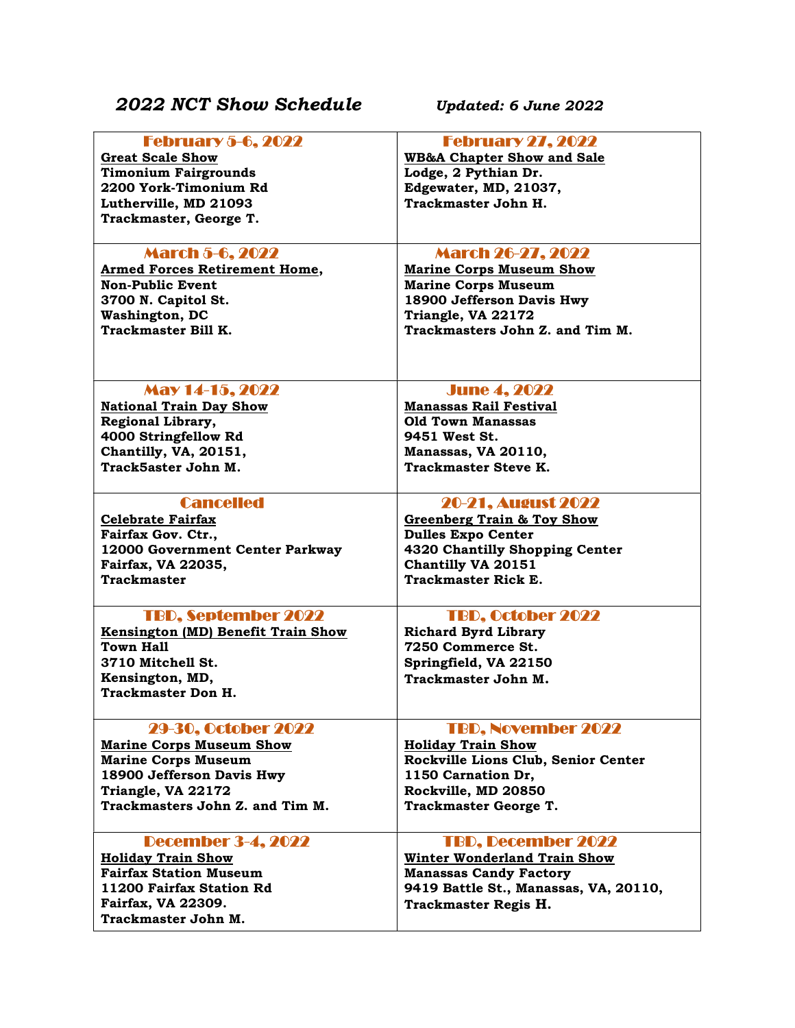# *2022 NCT Show Schedule* *Updated: 6 June 2022*

| February 5-6, 2022 | February 27, 2022 |
|---|---|
| **Great Scale Show**<br>**Timonium Fairgrounds**<br>**2200 York-Timonium Rd**<br>**Lutherville, MD 21093**<br>**Trackmaster, George T.** | **WB&A Chapter Show and Sale**<br>**Lodge, 2 Pythian Dr.**<br>**Edgewater, MD, 21037,**<br>**Trackmaster John H.** |
| **March 5-6, 2022** | **March 26-27, 2022** |
| **Armed Forces Retirement Home,**<br>**Non-Public Event**<br>**3700 N. Capitol St.**<br>**Washington, DC**<br>**Trackmaster Bill K.** | **Marine Corps Museum Show**<br>**Marine Corps Museum**<br>**18900 Jefferson Davis Hwy**<br>**Triangle, VA 22172**<br>**Trackmasters John Z. and Tim M.** |
| **May 14-15, 2022** | **June 4, 2022** |
| **National Train Day Show**<br>**Regional Library,**<br>**4000 Stringfellow Rd**<br>**Chantilly, VA, 20151,**<br>**Track5aster John M.** | **Manassas Rail Festival**<br>**Old Town Manassas**<br>**9451 West St.**<br>**Manassas, VA 20110,**<br>**Trackmaster Steve K.** |
| **Cancelled** | **20-21, August 2022** |
| **Celebrate Fairfax**<br>**Fairfax Gov. Ctr.,**<br>**12000 Government Center Parkway**<br>**Fairfax, VA 22035,**<br>**Trackmaster** | **Greenberg Train & Toy Show**<br>**Dulles Expo Center**<br>**4320 Chantilly Shopping Center**<br>**Chantilly VA 20151**<br>**Trackmaster Rick E.** |
| **TBD, September 2022** | **TBD, October 2022** |
| **Kensington (MD) Benefit Train Show**<br>**Town Hall**<br>**3710 Mitchell St.**<br>**Kensington, MD,**<br>**Trackmaster Don H.** | **Richard Byrd Library**<br>**7250 Commerce St.**<br>**Springfield, VA 22150**<br>**Trackmaster John M.** |
| **29-30, October 2022** | **TBD, November 2022** |
| **Marine Corps Museum Show**<br>**Marine Corps Museum**<br>**18900 Jefferson Davis Hwy**<br>**Triangle, VA 22172**<br>**Trackmasters John Z. and Tim M.** | **Holiday Train Show**<br>**Rockville Lions Club, Senior Center**<br>**1150 Carnation Dr,**<br>**Rockville, MD 20850**<br>**Trackmaster George T.** |
| **December 3-4, 2022** | **TBD, December 2022** |
| **Holiday Train Show**<br>**Fairfax Station Museum**<br>**11200 Fairfax Station Rd**<br>**Fairfax, VA 22309.**<br>**Trackmaster John M.** | **Winter Wonderland Train Show**<br>**Manassas Candy Factory**<br>**9419 Battle St., Manassas, VA, 20110,**<br>**Trackmaster Regis H.** |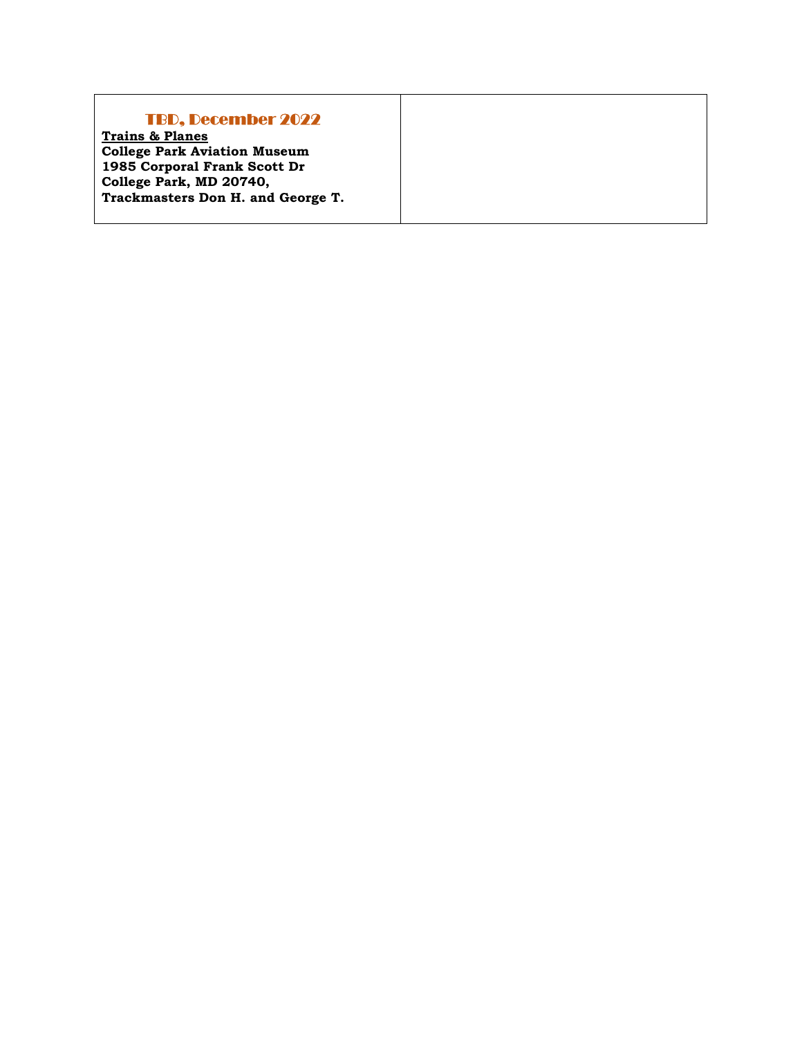| | |
|---|---|
| **TBD, December 2022**<br>**<u>Trains & Planes</u>**<br>**College Park Aviation Museum**<br>**1985 Corporal Frank Scott Dr**<br>**College Park, MD 20740,**<br>**Trackmasters Don H. and George T.** | |